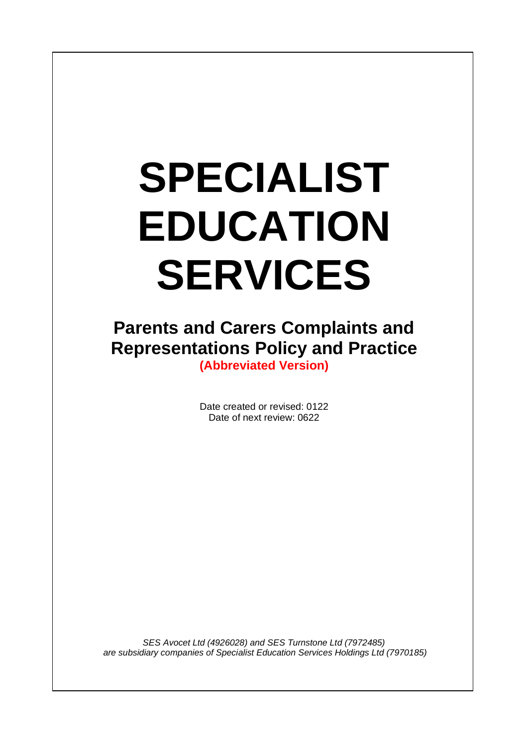# SPECIALIST EDUCATION SERVICES

## Parents and Carers Complaints and Representations Policy and Practice

**(Abbreviated Version)**

Date created or revised: 0122
Date of next review: 0622

*SES Avocet Ltd (4926028) and SES Turnstone Ltd (7972485) are subsidiary companies of Specialist Education Services Holdings Ltd (7970185)*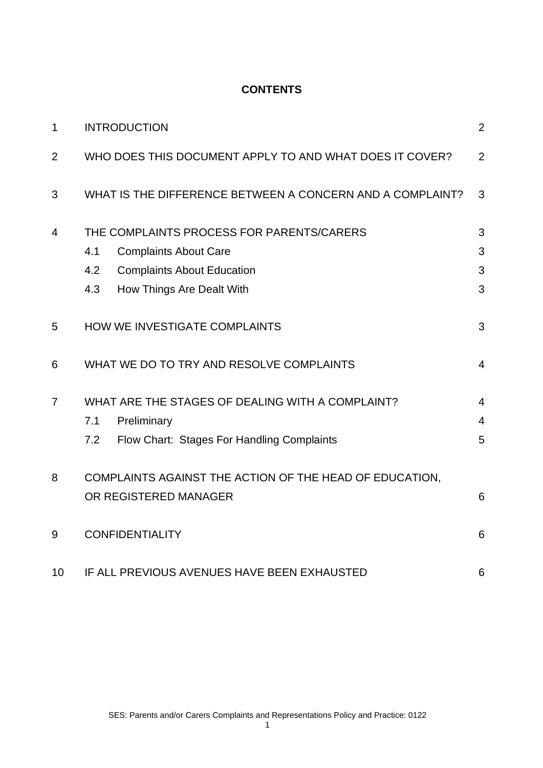**CONTENTS**

| | | |
|---|---|---|
| 1 | INTRODUCTION | 2 |
| 2 | WHO DOES THIS DOCUMENT APPLY TO AND WHAT DOES IT COVER? | 2 |
| 3 | WHAT IS THE DIFFERENCE BETWEEN A CONCERN AND A COMPLAINT? | 3 |
| 4 | THE COMPLAINTS PROCESS FOR PARENTS/CARERS | 3 |
| | 4.1 Complaints About Care | 3 |
| | 4.2 Complaints About Education | 3 |
| | 4.3 How Things Are Dealt With | 3 |
| 5 | HOW WE INVESTIGATE COMPLAINTS | 3 |
| 6 | WHAT WE DO TO TRY AND RESOLVE COMPLAINTS | 4 |
| 7 | WHAT ARE THE STAGES OF DEALING WITH A COMPLAINT? | 4 |
| | 7.1 Preliminary | 4 |
| | 7.2 Flow Chart: Stages For Handling Complaints | 5 |
| 8 | COMPLAINTS AGAINST THE ACTION OF THE HEAD OF EDUCATION, OR REGISTERED MANAGER | 6 |
| 9 | CONFIDENTIALITY | 6 |
| 10 | IF ALL PREVIOUS AVENUES HAVE BEEN EXHAUSTED | 6 |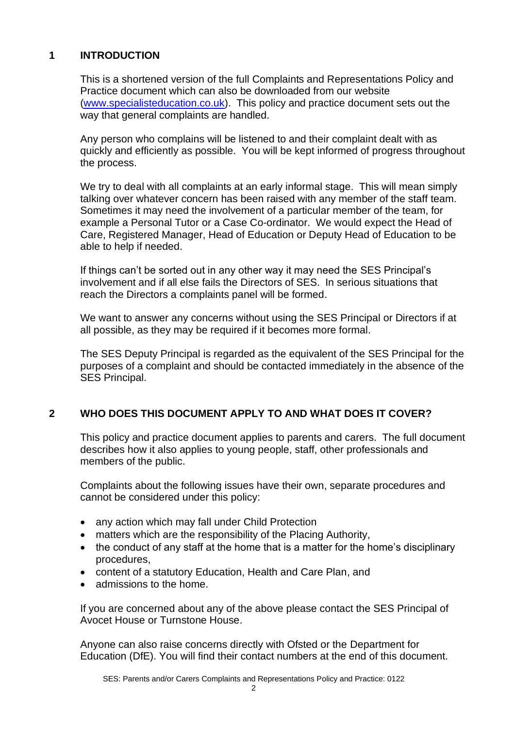## 1 INTRODUCTION

This is a shortened version of the full Complaints and Representations Policy and Practice document which can also be downloaded from our website ([www.specialisteducation.co.uk](www.specialisteducation.co.uk)). This policy and practice document sets out the way that general complaints are handled.

Any person who complains will be listened to and their complaint dealt with as quickly and efficiently as possible. You will be kept informed of progress throughout the process.

We try to deal with all complaints at an early informal stage. This will mean simply talking over whatever concern has been raised with any member of the staff team. Sometimes it may need the involvement of a particular member of the team, for example a Personal Tutor or a Case Co-ordinator. We would expect the Head of Care, Registered Manager, Head of Education or Deputy Head of Education to be able to help if needed.

If things can't be sorted out in any other way it may need the SES Principal's involvement and if all else fails the Directors of SES. In serious situations that reach the Directors a complaints panel will be formed.

We want to answer any concerns without using the SES Principal or Directors if at all possible, as they may be required if it becomes more formal.

The SES Deputy Principal is regarded as the equivalent of the SES Principal for the purposes of a complaint and should be contacted immediately in the absence of the SES Principal.

## 2 WHO DOES THIS DOCUMENT APPLY TO AND WHAT DOES IT COVER?

This policy and practice document applies to parents and carers. The full document describes how it also applies to young people, staff, other professionals and members of the public.

Complaints about the following issues have their own, separate procedures and cannot be considered under this policy:

- any action which may fall under Child Protection
- matters which are the responsibility of the Placing Authority,
- the conduct of any staff at the home that is a matter for the home's disciplinary procedures,
- content of a statutory Education, Health and Care Plan, and
- admissions to the home.

If you are concerned about any of the above please contact the SES Principal of Avocet House or Turnstone House.

Anyone can also raise concerns directly with Ofsted or the Department for Education (DfE). You will find their contact numbers at the end of this document.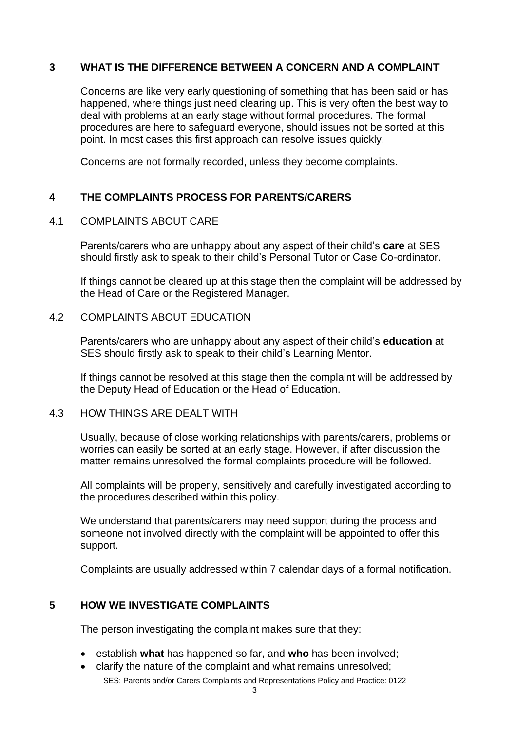## 3 WHAT IS THE DIFFERENCE BETWEEN A CONCERN AND A COMPLAINT

Concerns are like very early questioning of something that has been said or has happened, where things just need clearing up. This is very often the best way to deal with problems at an early stage without formal procedures. The formal procedures are here to safeguard everyone, should issues not be sorted at this point. In most cases this first approach can resolve issues quickly.

Concerns are not formally recorded, unless they become complaints.

## 4 THE COMPLAINTS PROCESS FOR PARENTS/CARERS

### 4.1 COMPLAINTS ABOUT CARE

Parents/carers who are unhappy about any aspect of their child's **care** at SES should firstly ask to speak to their child's Personal Tutor or Case Co-ordinator.

If things cannot be cleared up at this stage then the complaint will be addressed by the Head of Care or the Registered Manager.

### 4.2 COMPLAINTS ABOUT EDUCATION

Parents/carers who are unhappy about any aspect of their child's **education** at SES should firstly ask to speak to their child's Learning Mentor.

If things cannot be resolved at this stage then the complaint will be addressed by the Deputy Head of Education or the Head of Education.

### 4.3 HOW THINGS ARE DEALT WITH

Usually, because of close working relationships with parents/carers, problems or worries can easily be sorted at an early stage. However, if after discussion the matter remains unresolved the formal complaints procedure will be followed.

All complaints will be properly, sensitively and carefully investigated according to the procedures described within this policy.

We understand that parents/carers may need support during the process and someone not involved directly with the complaint will be appointed to offer this support.

Complaints are usually addressed within 7 calendar days of a formal notification.

## 5 HOW WE INVESTIGATE COMPLAINTS

The person investigating the complaint makes sure that they:

- establish **what** has happened so far, and **who** has been involved;
- clarify the nature of the complaint and what remains unresolved;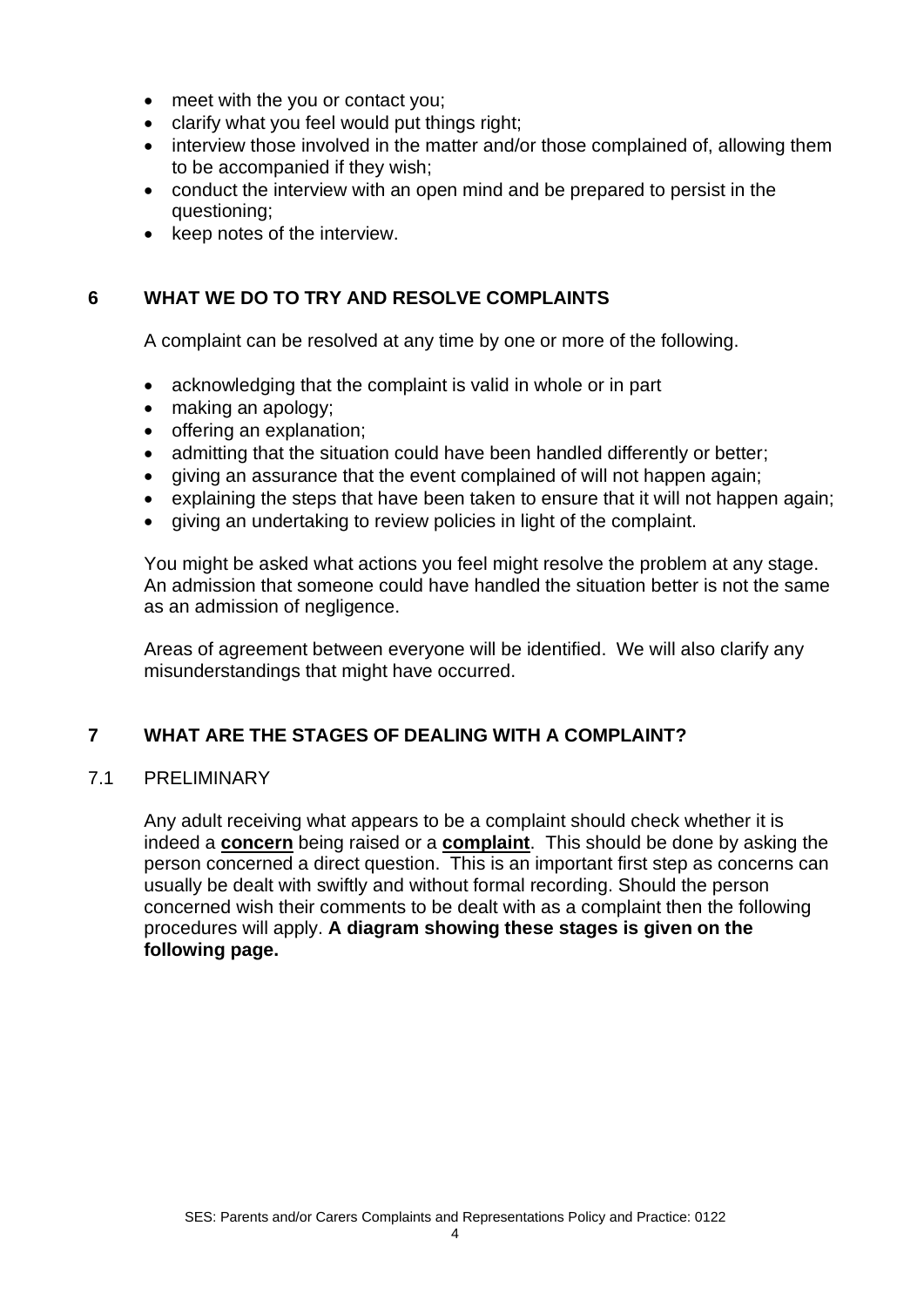- meet with the you or contact you;
- clarify what you feel would put things right;
- interview those involved in the matter and/or those complained of, allowing them to be accompanied if they wish;
- conduct the interview with an open mind and be prepared to persist in the questioning;
- keep notes of the interview.

## 6 WHAT WE DO TO TRY AND RESOLVE COMPLAINTS

A complaint can be resolved at any time by one or more of the following.

- acknowledging that the complaint is valid in whole or in part
- making an apology;
- offering an explanation;
- admitting that the situation could have been handled differently or better;
- giving an assurance that the event complained of will not happen again;
- explaining the steps that have been taken to ensure that it will not happen again;
- giving an undertaking to review policies in light of the complaint.

You might be asked what actions you feel might resolve the problem at any stage. An admission that someone could have handled the situation better is not the same as an admission of negligence.

Areas of agreement between everyone will be identified. We will also clarify any misunderstandings that might have occurred.

## 7 WHAT ARE THE STAGES OF DEALING WITH A COMPLAINT?

### 7.1 PRELIMINARY

Any adult receiving what appears to be a complaint should check whether it is indeed a **concern** being raised or a **complaint**. This should be done by asking the person concerned a direct question. This is an important first step as concerns can usually be dealt with swiftly and without formal recording. Should the person concerned wish their comments to be dealt with as a complaint then the following procedures will apply. **A diagram showing these stages is given on the following page.**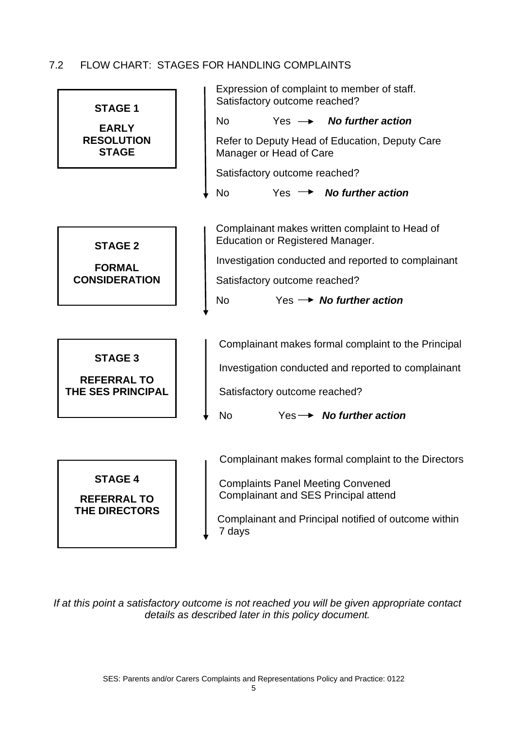## 7.2 FLOW CHART: STAGES FOR HANDLING COMPLAINTS

**STAGE 1**

**EARLY RESOLUTION STAGE**

Expression of complaint to member of staff.
Satisfactory outcome reached?

No Yes → ***No further action***

Refer to Deputy Head of Education, Deputy Care Manager or Head of Care

Satisfactory outcome reached?

No Yes → ***No further action***

**STAGE 2**

**FORMAL CONSIDERATION**

Complainant makes written complaint to Head of Education or Registered Manager.

Investigation conducted and reported to complainant

Satisfactory outcome reached?

No Yes → ***No further action***

**STAGE 3**

**REFERRAL TO THE SES PRINCIPAL**

Complainant makes formal complaint to the Principal

Investigation conducted and reported to complainant

Satisfactory outcome reached?

No Yes → ***No further action***

**STAGE 4**

**REFERRAL TO THE DIRECTORS**

Complainant makes formal complaint to the Directors

Complaints Panel Meeting Convened
Complainant and SES Principal attend

Complainant and Principal notified of outcome within 7 days

*If at this point a satisfactory outcome is not reached you will be given appropriate contact details as described later in this policy document.*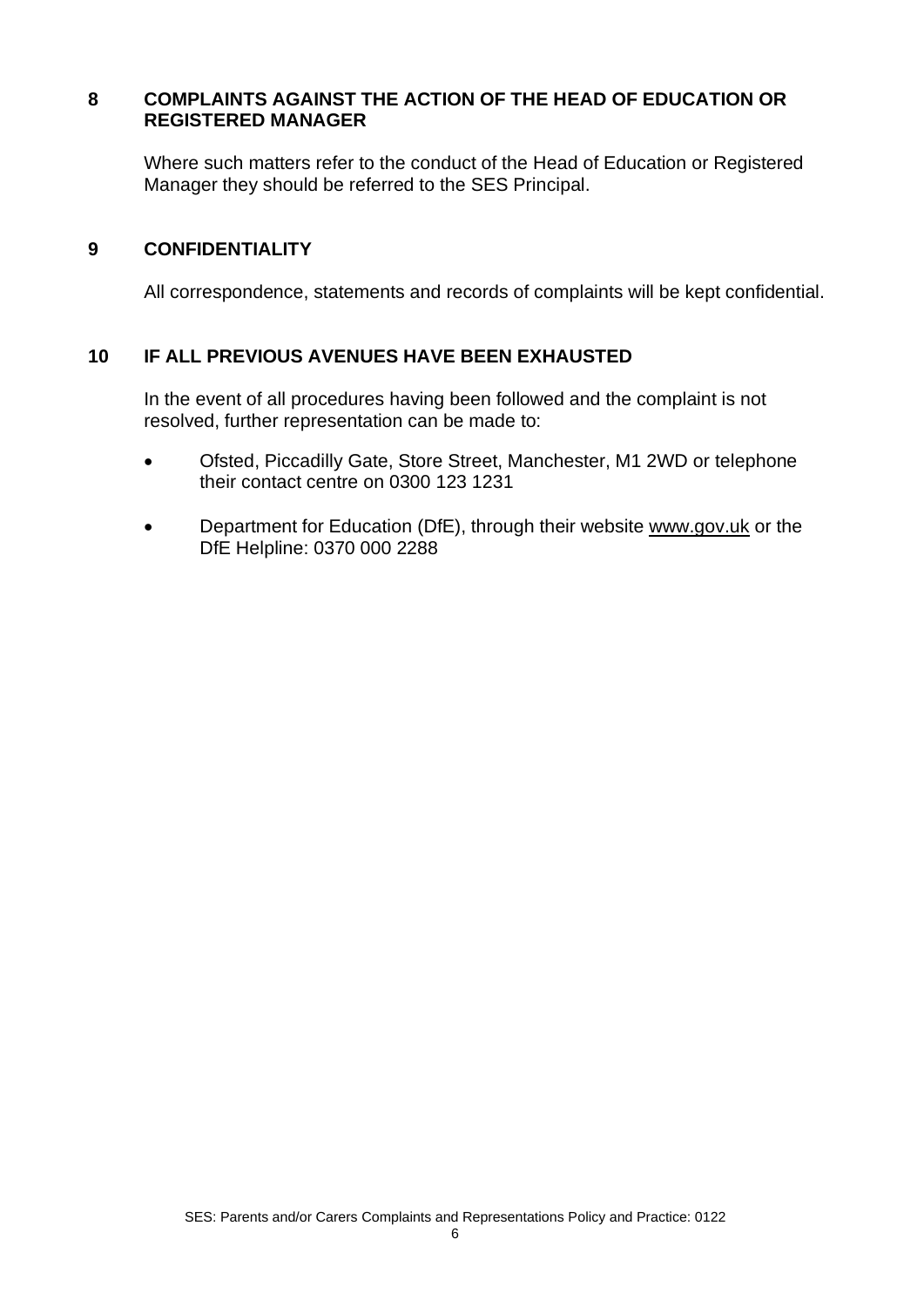## 8 COMPLAINTS AGAINST THE ACTION OF THE HEAD OF EDUCATION OR REGISTERED MANAGER

Where such matters refer to the conduct of the Head of Education or Registered Manager they should be referred to the SES Principal.

## 9 CONFIDENTIALITY

All correspondence, statements and records of complaints will be kept confidential.

## 10 IF ALL PREVIOUS AVENUES HAVE BEEN EXHAUSTED

In the event of all procedures having been followed and the complaint is not resolved, further representation can be made to:

- Ofsted, Piccadilly Gate, Store Street, Manchester, M1 2WD or telephone their contact centre on 0300 123 1231
- Department for Education (DfE), through their website www.gov.uk or the DfE Helpline: 0370 000 2288